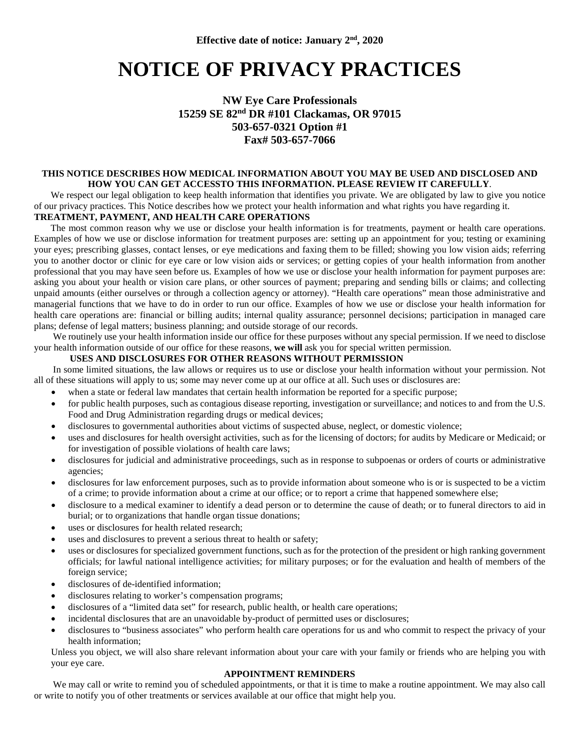**Effective date of notice: January 2nd, 2020**

# NOTICE OF PRIVACY PRACTICES

**NW Eye Care Professionals**
**15259 SE 82nd DR #101 Clackamas, OR 97015**
**503-657-0321 Option #1**
**Fax# 503-657-7066**

**THIS NOTICE DESCRIBES HOW MEDICAL INFORMATION ABOUT YOU MAY BE USED AND DISCLOSED AND HOW YOU CAN GET ACCESSTO THIS INFORMATION. PLEASE REVIEW IT CAREFULLY**.

We respect our legal obligation to keep health information that identifies you private. We are obligated by law to give you notice of our privacy practices. This Notice describes how we protect your health information and what rights you have regarding it.

**TREATMENT, PAYMENT, AND HEALTH CARE OPERATIONS**

The most common reason why we use or disclose your health information is for treatments, payment or health care operations. Examples of how we use or disclose information for treatment purposes are: setting up an appointment for you; testing or examining your eyes; prescribing glasses, contact lenses, or eye medications and faxing them to be filled; showing you low vision aids; referring you to another doctor or clinic for eye care or low vision aids or services; or getting copies of your health information from another professional that you may have seen before us. Examples of how we use or disclose your health information for payment purposes are: asking you about your health or vision care plans, or other sources of payment; preparing and sending bills or claims; and collecting unpaid amounts (either ourselves or through a collection agency or attorney). "Health care operations" mean those administrative and managerial functions that we have to do in order to run our office. Examples of how we use or disclose your health information for health care operations are: financial or billing audits; internal quality assurance; personnel decisions; participation in managed care plans; defense of legal matters; business planning; and outside storage of our records.

We routinely use your health information inside our office for these purposes without any special permission. If we need to disclose your health information outside of our office for these reasons, **we will** ask you for special written permission.

**USES AND DISCLOSURES FOR OTHER REASONS WITHOUT PERMISSION**

In some limited situations, the law allows or requires us to use or disclose your health information without your permission. Not all of these situations will apply to us; some may never come up at our office at all. Such uses or disclosures are:

- when a state or federal law mandates that certain health information be reported for a specific purpose;
- for public health purposes, such as contagious disease reporting, investigation or surveillance; and notices to and from the U.S. Food and Drug Administration regarding drugs or medical devices;
- disclosures to governmental authorities about victims of suspected abuse, neglect, or domestic violence;
- uses and disclosures for health oversight activities, such as for the licensing of doctors; for audits by Medicare or Medicaid; or for investigation of possible violations of health care laws;
- disclosures for judicial and administrative proceedings, such as in response to subpoenas or orders of courts or administrative agencies;
- disclosures for law enforcement purposes, such as to provide information about someone who is or is suspected to be a victim of a crime; to provide information about a crime at our office; or to report a crime that happened somewhere else;
- disclosure to a medical examiner to identify a dead person or to determine the cause of death; or to funeral directors to aid in burial; or to organizations that handle organ tissue donations;
- uses or disclosures for health related research;
- uses and disclosures to prevent a serious threat to health or safety;
- uses or disclosures for specialized government functions, such as for the protection of the president or high ranking government officials; for lawful national intelligence activities; for military purposes; or for the evaluation and health of members of the foreign service;
- disclosures of de-identified information;
- disclosures relating to worker's compensation programs;
- disclosures of a "limited data set" for research, public health, or health care operations;
- incidental disclosures that are an unavoidable by-product of permitted uses or disclosures;
- disclosures to "business associates" who perform health care operations for us and who commit to respect the privacy of your health information;

Unless you object, we will also share relevant information about your care with your family or friends who are helping you with your eye care.

**APPOINTMENT REMINDERS**

We may call or write to remind you of scheduled appointments, or that it is time to make a routine appointment. We may also call or write to notify you of other treatments or services available at our office that might help you.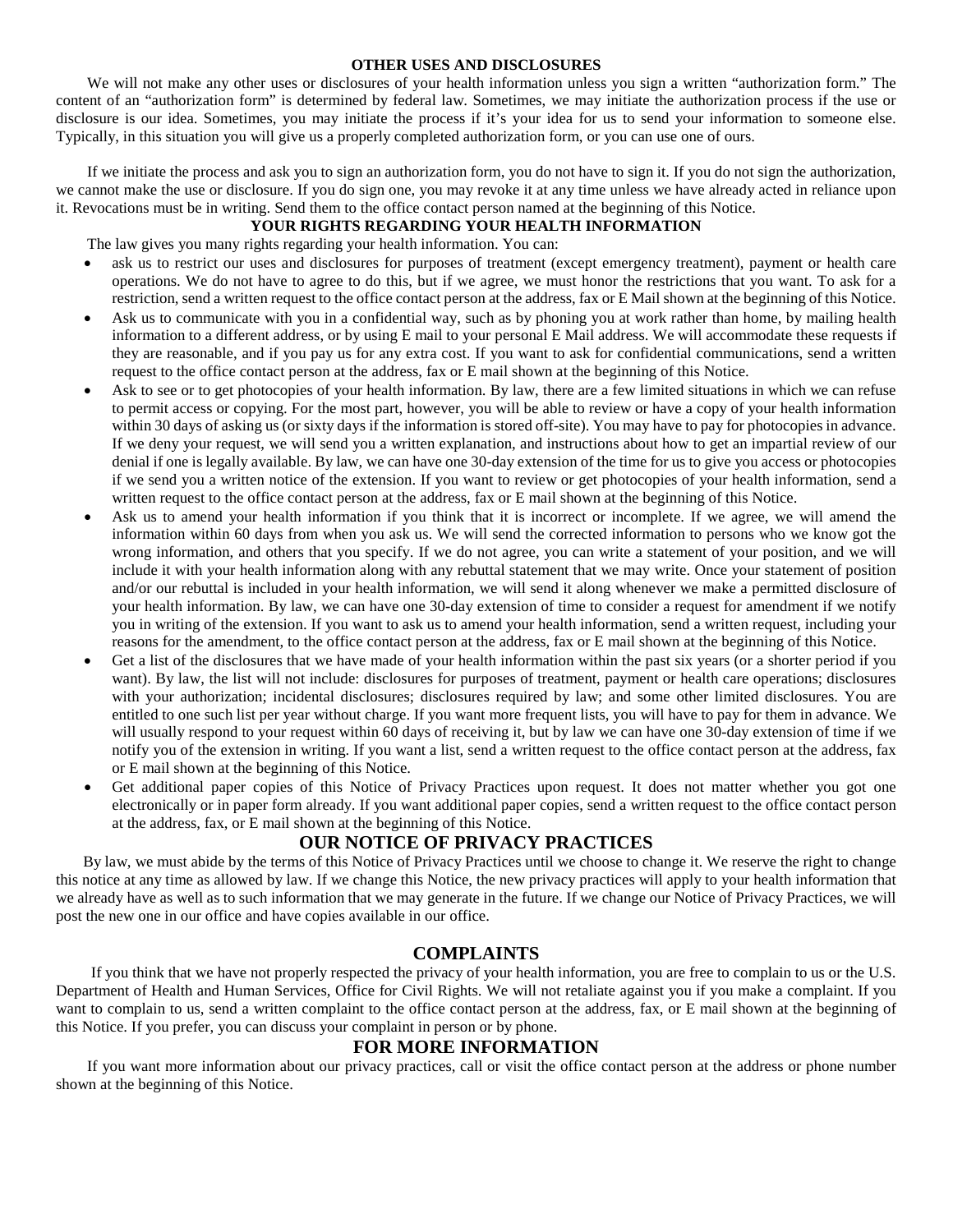## OTHER USES AND DISCLOSURES

We will not make any other uses or disclosures of your health information unless you sign a written "authorization form." The content of an "authorization form" is determined by federal law. Sometimes, we may initiate the authorization process if the use or disclosure is our idea. Sometimes, you may initiate the process if it's your idea for us to send your information to someone else. Typically, in this situation you will give us a properly completed authorization form, or you can use one of ours.

If we initiate the process and ask you to sign an authorization form, you do not have to sign it. If you do not sign the authorization, we cannot make the use or disclosure. If you do sign one, you may revoke it at any time unless we have already acted in reliance upon it. Revocations must be in writing. Send them to the office contact person named at the beginning of this Notice.

## YOUR RIGHTS REGARDING YOUR HEALTH INFORMATION

The law gives you many rights regarding your health information. You can:

- ask us to restrict our uses and disclosures for purposes of treatment (except emergency treatment), payment or health care operations. We do not have to agree to do this, but if we agree, we must honor the restrictions that you want. To ask for a restriction, send a written request to the office contact person at the address, fax or E Mail shown at the beginning of this Notice.
- Ask us to communicate with you in a confidential way, such as by phoning you at work rather than home, by mailing health information to a different address, or by using E mail to your personal E Mail address. We will accommodate these requests if they are reasonable, and if you pay us for any extra cost. If you want to ask for confidential communications, send a written request to the office contact person at the address, fax or E mail shown at the beginning of this Notice.
- Ask to see or to get photocopies of your health information. By law, there are a few limited situations in which we can refuse to permit access or copying. For the most part, however, you will be able to review or have a copy of your health information within 30 days of asking us (or sixty days if the information is stored off-site). You may have to pay for photocopies in advance. If we deny your request, we will send you a written explanation, and instructions about how to get an impartial review of our denial if one is legally available. By law, we can have one 30-day extension of the time for us to give you access or photocopies if we send you a written notice of the extension. If you want to review or get photocopies of your health information, send a written request to the office contact person at the address, fax or E mail shown at the beginning of this Notice.
- Ask us to amend your health information if you think that it is incorrect or incomplete. If we agree, we will amend the information within 60 days from when you ask us. We will send the corrected information to persons who we know got the wrong information, and others that you specify. If we do not agree, you can write a statement of your position, and we will include it with your health information along with any rebuttal statement that we may write. Once your statement of position and/or our rebuttal is included in your health information, we will send it along whenever we make a permitted disclosure of your health information. By law, we can have one 30-day extension of time to consider a request for amendment if we notify you in writing of the extension. If you want to ask us to amend your health information, send a written request, including your reasons for the amendment, to the office contact person at the address, fax or E mail shown at the beginning of this Notice.
- Get a list of the disclosures that we have made of your health information within the past six years (or a shorter period if you want). By law, the list will not include: disclosures for purposes of treatment, payment or health care operations; disclosures with your authorization; incidental disclosures; disclosures required by law; and some other limited disclosures. You are entitled to one such list per year without charge. If you want more frequent lists, you will have to pay for them in advance. We will usually respond to your request within 60 days of receiving it, but by law we can have one 30-day extension of time if we notify you of the extension in writing. If you want a list, send a written request to the office contact person at the address, fax or E mail shown at the beginning of this Notice.
- Get additional paper copies of this Notice of Privacy Practices upon request. It does not matter whether you got one electronically or in paper form already. If you want additional paper copies, send a written request to the office contact person at the address, fax, or E mail shown at the beginning of this Notice.

## OUR NOTICE OF PRIVACY PRACTICES

By law, we must abide by the terms of this Notice of Privacy Practices until we choose to change it. We reserve the right to change this notice at any time as allowed by law. If we change this Notice, the new privacy practices will apply to your health information that we already have as well as to such information that we may generate in the future. If we change our Notice of Privacy Practices, we will post the new one in our office and have copies available in our office.

## COMPLAINTS

If you think that we have not properly respected the privacy of your health information, you are free to complain to us or the U.S. Department of Health and Human Services, Office for Civil Rights. We will not retaliate against you if you make a complaint. If you want to complain to us, send a written complaint to the office contact person at the address, fax, or E mail shown at the beginning of this Notice. If you prefer, you can discuss your complaint in person or by phone.

## FOR MORE INFORMATION

If you want more information about our privacy practices, call or visit the office contact person at the address or phone number shown at the beginning of this Notice.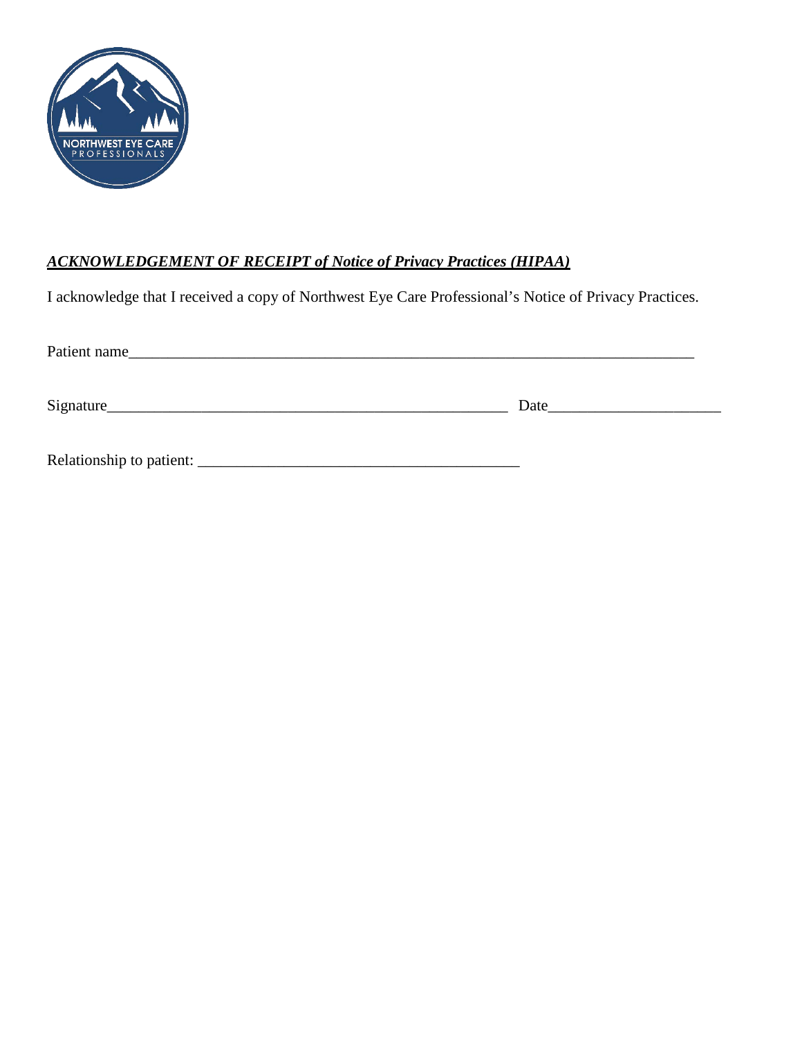NORTHWEST EYE CARE
PROFESSIONALS

***ACKNOWLEDGEMENT OF RECEIPT of Notice of Privacy Practices (HIPAA)***

I acknowledge that I received a copy of Northwest Eye Care Professional's Notice of Privacy Practices.

Patient name_____________________________________________________________________________

Signature_______________________________________________________________ Date_________________________

Relationship to patient: _____________________________________________